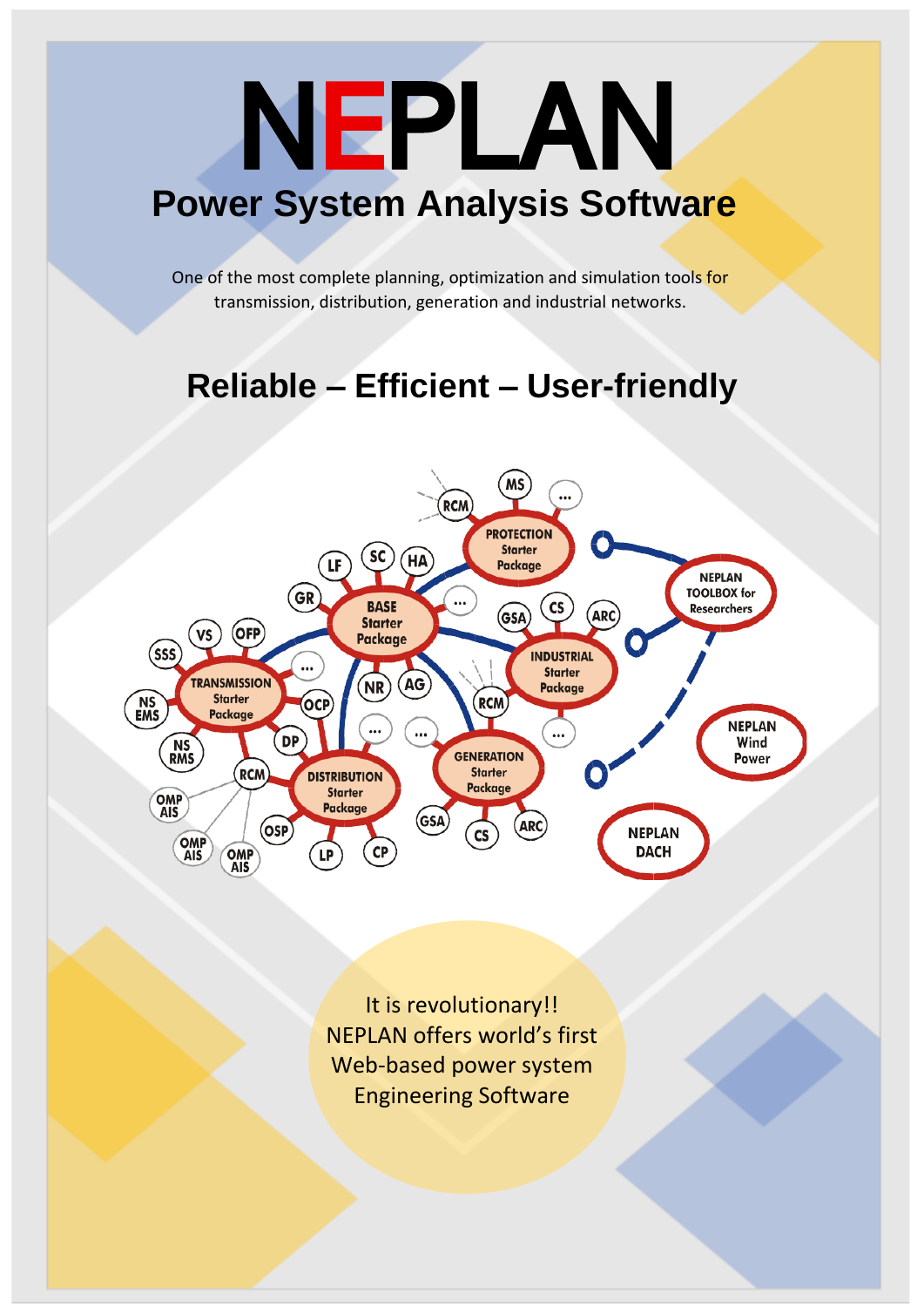# NEPLAN

## Power System Analysis Software

One of the most complete planning, optimization and simulation tools for transmission, distribution, generation and industrial networks.

## Reliable – Efficient – User-friendly

It is revolutionary!!
NEPLAN offers world's first Web-based power system Engineering Software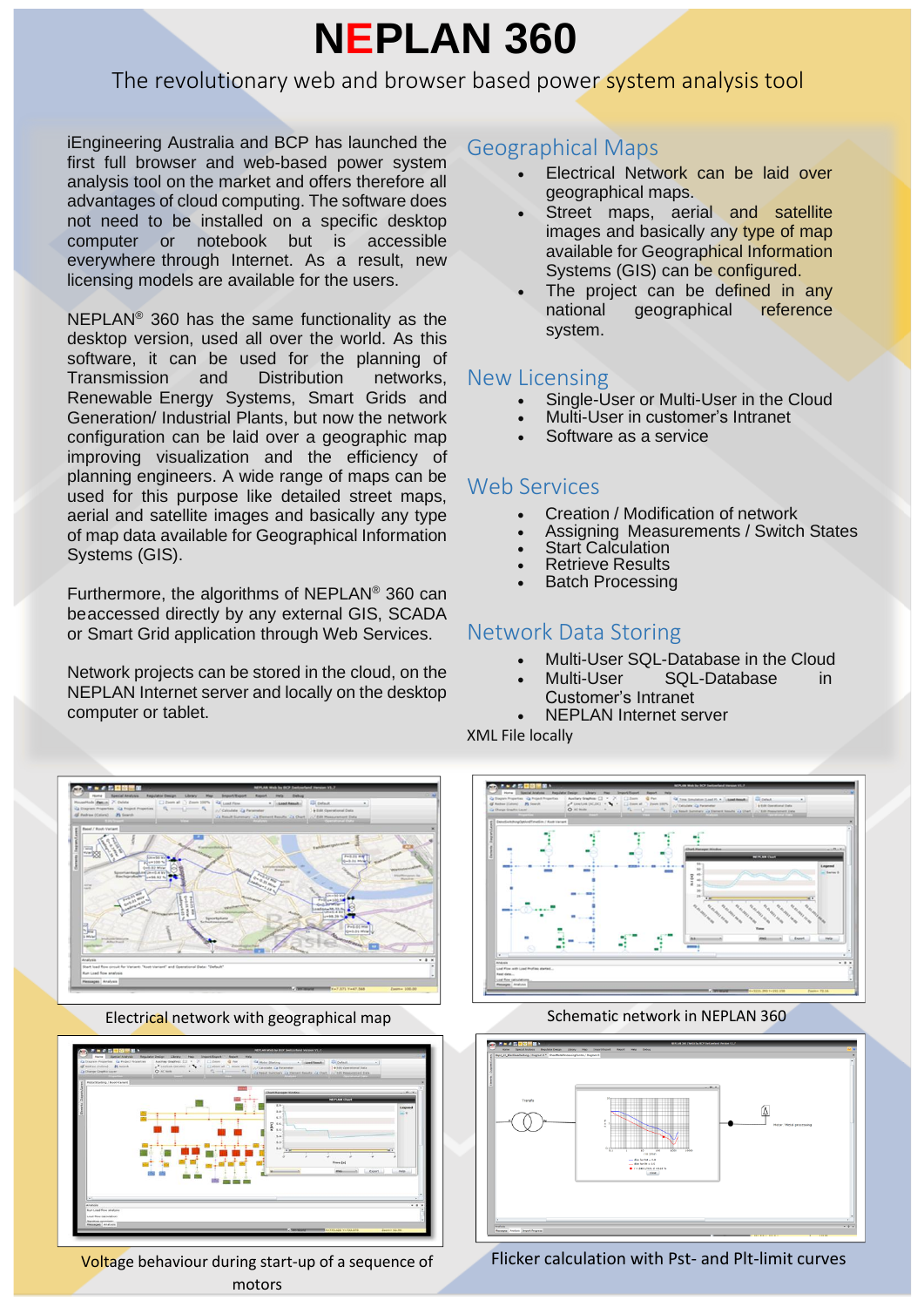# NEPLAN 360

The revolutionary web and browser based power system analysis tool

iEngineering Australia and BCP has launched the first full browser and web-based power system analysis tool on the market and offers therefore all advantages of cloud computing. The software does not need to be installed on a specific desktop computer or notebook but is accessible everywhere through Internet. As a result, new licensing models are available for the users.

NEPLAN® 360 has the same functionality as the desktop version, used all over the world. As this software, it can be used for the planning of Transmission and Distribution networks, Renewable Energy Systems, Smart Grids and Generation/ Industrial Plants, but now the network configuration can be laid over a geographic map improving visualization and the efficiency of planning engineers. A wide range of maps can be used for this purpose like detailed street maps, aerial and satellite images and basically any type of map data available for Geographical Information Systems (GIS).

Furthermore, the algorithms of NEPLAN® 360 can beaccessed directly by any external GIS, SCADA or Smart Grid application through Web Services.

Network projects can be stored in the cloud, on the NEPLAN Internet server and locally on the desktop computer or tablet.

## Geographical Maps

- Electrical Network can be laid over geographical maps.
- Street maps, aerial and satellite images and basically any type of map available for Geographical Information Systems (GIS) can be configured.
- The project can be defined in any national geographical reference system.

## New Licensing

- Single-User or Multi-User in the Cloud
- Multi-User in customer's Intranet
- Software as a service

## Web Services

- Creation / Modification of network
- Assigning Measurements / Switch States
- Start Calculation
- Retrieve Results
- Batch Processing

## Network Data Storing

- Multi-User SQL-Database in the Cloud
- Multi-User SQL-Database in Customer's Intranet
- NEPLAN Internet server

XML File locally

Electrical network with geographical map

Schematic network in NEPLAN 360

Voltage behaviour during start-up of a sequence of motors

Flicker calculation with Pst- and Plt-limit curves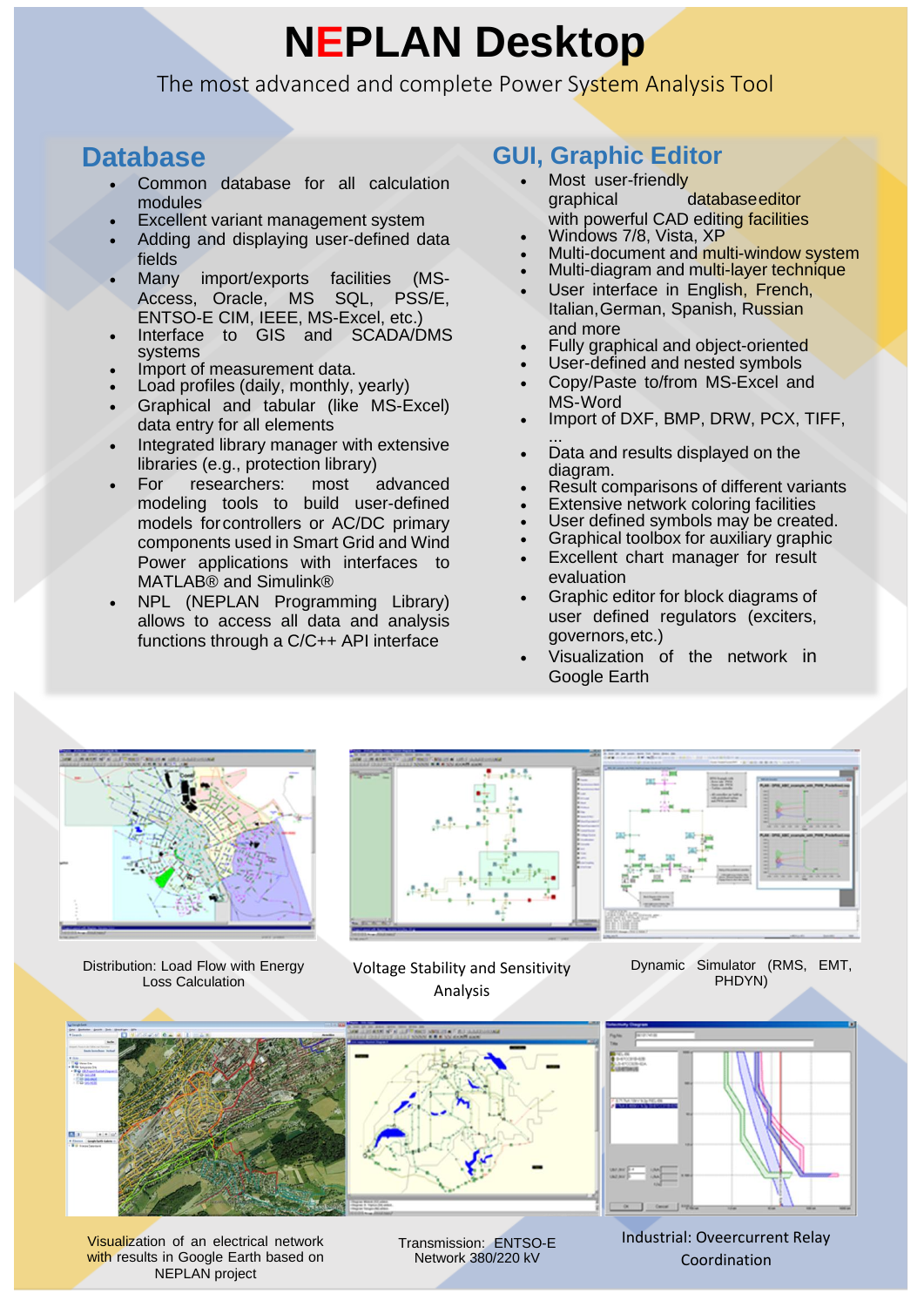# NEPLAN Desktop

The most advanced and complete Power System Analysis Tool

## Database

- Common database for all calculation modules
- Excellent variant management system
- Adding and displaying user-defined data fields
- Many import/exports facilities (MS-Access, Oracle, MS SQL, PSS/E, ENTSO-E CIM, IEEE, MS-Excel, etc.)
- Interface to GIS and SCADA/DMS systems
- Import of measurement data.
- Load profiles (daily, monthly, yearly)
- Graphical and tabular (like MS-Excel) data entry for all elements
- Integrated library manager with extensive libraries (e.g., protection library)
- For researchers: most advanced modeling tools to build user-defined models for controllers or AC/DC primary components used in Smart Grid and Wind Power applications with interfaces to MATLAB® and Simulink®
- NPL (NEPLAN Programming Library) allows to access all data and analysis functions through a C/C++ API interface

## GUI, Graphic Editor

- Most user-friendly graphical database editor with powerful CAD editing facilities
- Windows 7/8, Vista, XP
- Multi-document and multi-window system
- Multi-diagram and multi-layer technique
- User interface in English, French, Italian, German, Spanish, Russian and more
- Fully graphical and object-oriented
- User-defined and nested symbols
- Copy/Paste to/from MS-Excel and MS-Word
- Import of DXF, BMP, DRW, PCX, TIFF, ...
- Data and results displayed on the diagram.
- Result comparisons of different variants
- Extensive network coloring facilities
- User defined symbols may be created.
- Graphical toolbox for auxiliary graphic
- Excellent chart manager for result evaluation
- Graphic editor for block diagrams of user defined regulators (exciters, governors, etc.)
- Visualization of the network in Google Earth

Distribution: Load Flow with Energy Loss Calculation

Voltage Stability and Sensitivity Analysis

Dynamic Simulator (RMS, EMT, PHDYN)

Visualization of an electrical network with results in Google Earth based on NEPLAN project

Transmission: ENTSO-E Network 380/220 kV

Industrial: Overcurrent Relay Coordination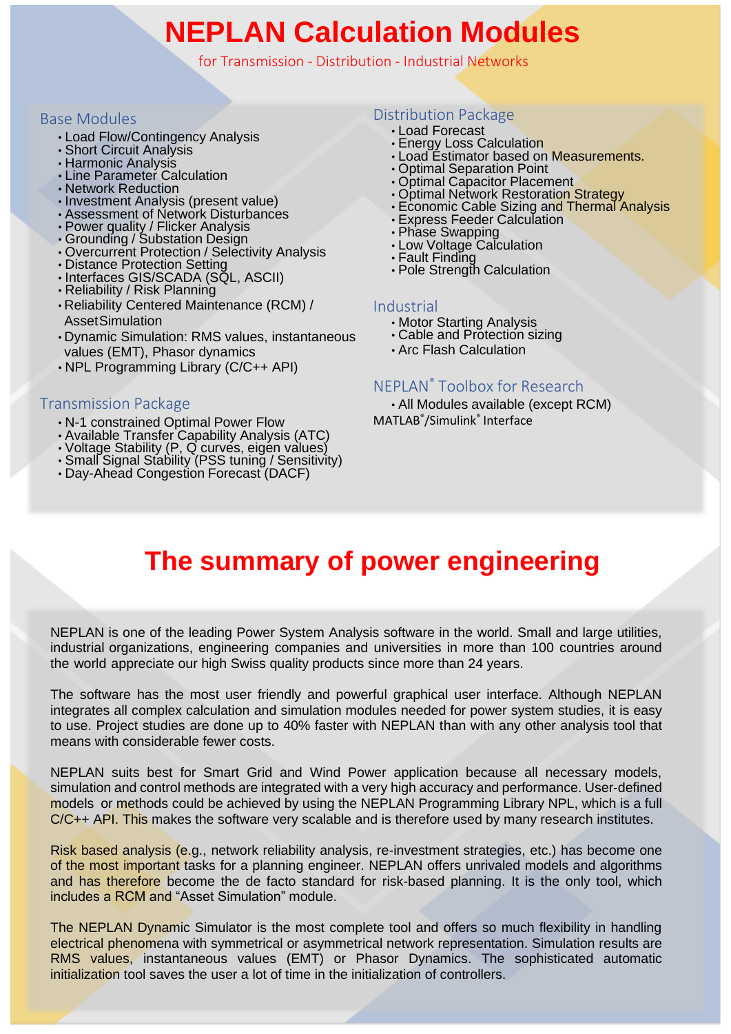# NEPLAN Calculation Modules

for Transmission - Distribution - Industrial Networks

## Base Modules

- Load Flow/Contingency Analysis
- Short Circuit Analysis
- Harmonic Analysis
- Line Parameter Calculation
- Network Reduction
- Investment Analysis (present value)
- Assessment of Network Disturbances
- Power quality / Flicker Analysis
- Grounding / Substation Design
- Overcurrent Protection / Selectivity Analysis
- Distance Protection Setting
- Interfaces GIS/SCADA (SQL, ASCII)
- Reliability / Risk Planning
- Reliability Centered Maintenance (RCM) / AssetSimulation
- Dynamic Simulation: RMS values, instantaneous values (EMT), Phasor dynamics
- NPL Programming Library (C/C++ API)

## Transmission Package

- N-1 constrained Optimal Power Flow
- Available Transfer Capability Analysis (ATC)
- Voltage Stability (P, Q curves, eigen values)
- Small Signal Stability (PSS tuning / Sensitivity)
- Day-Ahead Congestion Forecast (DACF)

## Distribution Package

- Load Forecast
- Energy Loss Calculation
- Load Estimator based on Measurements.
- Optimal Separation Point
- Optimal Capacitor Placement
- Optimal Network Restoration Strategy
- Economic Cable Sizing and Thermal Analysis
- Express Feeder Calculation
- Phase Swapping
- Low Voltage Calculation
- Fault Finding
- Pole Strength Calculation

## Industrial

- Motor Starting Analysis
- Cable and Protection sizing
- Arc Flash Calculation

## NEPLAN® Toolbox for Research

- All Modules available (except RCM)

MATLAB®/Simulink® Interface

# The summary of power engineering

NEPLAN is one of the leading Power System Analysis software in the world. Small and large utilities, industrial organizations, engineering companies and universities in more than 100 countries around the world appreciate our high Swiss quality products since more than 24 years.

The software has the most user friendly and powerful graphical user interface. Although NEPLAN integrates all complex calculation and simulation modules needed for power system studies, it is easy to use. Project studies are done up to 40% faster with NEPLAN than with any other analysis tool that means with considerable fewer costs.

NEPLAN suits best for Smart Grid and Wind Power application because all necessary models, simulation and control methods are integrated with a very high accuracy and performance. User-defined models or methods could be achieved by using the NEPLAN Programming Library NPL, which is a full C/C++ API. This makes the software very scalable and is therefore used by many research institutes.

Risk based analysis (e.g., network reliability analysis, re-investment strategies, etc.) has become one of the most important tasks for a planning engineer. NEPLAN offers unrivaled models and algorithms and has therefore become the de facto standard for risk-based planning. It is the only tool, which includes a RCM and “Asset Simulation” module.

The NEPLAN Dynamic Simulator is the most complete tool and offers so much flexibility in handling electrical phenomena with symmetrical or asymmetrical network representation. Simulation results are RMS values, instantaneous values (EMT) or Phasor Dynamics. The sophisticated automatic initialization tool saves the user a lot of time in the initialization of controllers.